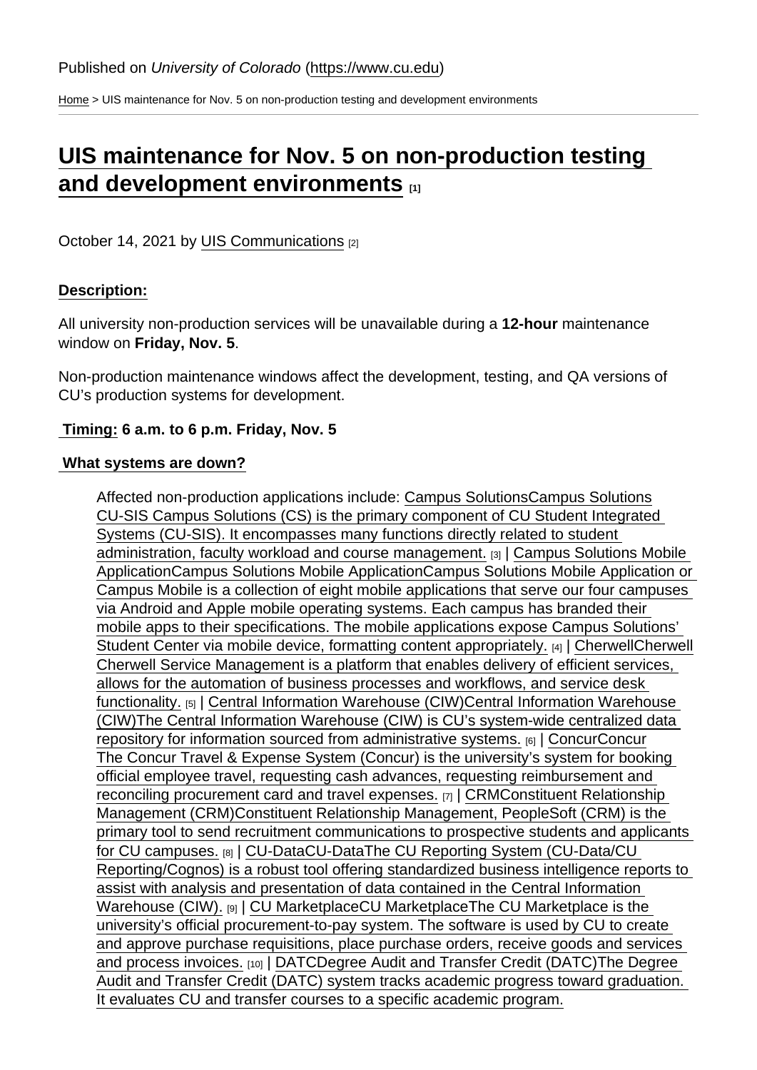Published on *University of Colorado* (https://www.cu.edu)

Home > UIS maintenance for Nov. 5 on non-production testing and development environments

# UIS maintenance for Nov. 5 on non-production testing and development environments [1]

October 14, 2021 by UIS Communications [2]

**Description:**

All university non-production services will be unavailable during a **12-hour** maintenance window on **Friday, Nov. 5**.

Non-production maintenance windows affect the development, testing, and QA versions of CU's production systems for development.

**Timing: 6 a.m. to 6 p.m. Friday, Nov. 5**

**What systems are down?**

Affected non-production applications include: Campus SolutionsCampus Solutions CU-SIS Campus Solutions (CS) is the primary component of CU Student Integrated Systems (CU-SIS). It encompasses many functions directly related to student administration, faculty workload and course management. [3] | Campus Solutions Mobile ApplicationCampus Solutions Mobile ApplicationCampus Solutions Mobile Application or Campus Mobile is a collection of eight mobile applications that serve our four campuses via Android and Apple mobile operating systems. Each campus has branded their mobile apps to their specifications. The mobile applications expose Campus Solutions' Student Center via mobile device, formatting content appropriately. [4] | CherwellCherwell Cherwell Service Management is a platform that enables delivery of efficient services, allows for the automation of business processes and workflows, and service desk functionality. [5] | Central Information Warehouse (CIW)Central Information Warehouse (CIW)The Central Information Warehouse (CIW) is CU's system-wide centralized data repository for information sourced from administrative systems. [6] | ConcurConcur The Concur Travel & Expense System (Concur) is the university's system for booking official employee travel, requesting cash advances, requesting reimbursement and reconciling procurement card and travel expenses. [7] | CRMConstituent Relationship Management (CRM)Constituent Relationship Management, PeopleSoft (CRM) is the primary tool to send recruitment communications to prospective students and applicants for CU campuses. [8] | CU-DataCU-DataThe CU Reporting System (CU-Data/CU Reporting/Cognos) is a robust tool offering standardized business intelligence reports to assist with analysis and presentation of data contained in the Central Information Warehouse (CIW). [9] | CU MarketplaceCU MarketplaceThe CU Marketplace is the university's official procurement-to-pay system. The software is used by CU to create and approve purchase requisitions, place purchase orders, receive goods and services and process invoices. [10] | DATCDegree Audit and Transfer Credit (DATC)The Degree Audit and Transfer Credit (DATC) system tracks academic progress toward graduation. It evaluates CU and transfer courses to a specific academic program.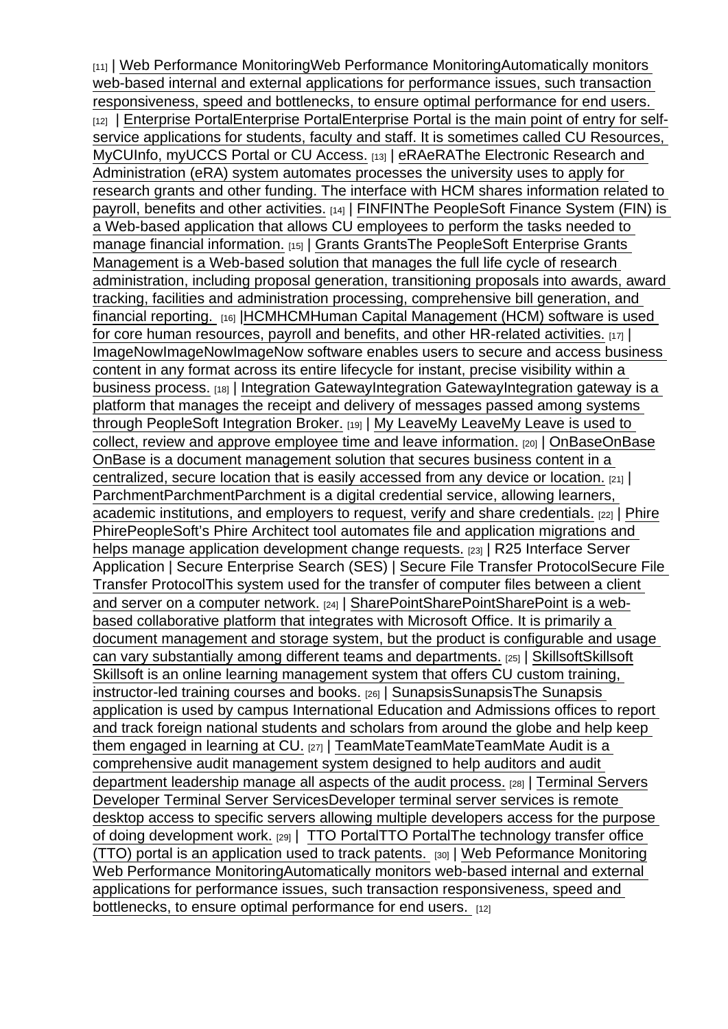[11] | Web Performance MonitoringWeb Performance MonitoringAutomatically monitors web-based internal and external applications for performance issues, such transaction responsiveness, speed and bottlenecks, to ensure optimal performance for end users. [12] | Enterprise PortalEnterprise PortalEnterprise Portal is the main point of entry for self-service applications for students, faculty and staff. It is sometimes called CU Resources, MyCUInfo, myUCCS Portal or CU Access. [13] | eRAeRAThe Electronic Research and Administration (eRA) system automates processes the university uses to apply for research grants and other funding. The interface with HCM shares information related to payroll, benefits and other activities. [14] | FINFINThe PeopleSoft Finance System (FIN) is a Web-based application that allows CU employees to perform the tasks needed to manage financial information. [15] | Grants GrantsThe PeopleSoft Enterprise Grants Management is a Web-based solution that manages the full life cycle of research administration, including proposal generation, transitioning proposals into awards, award tracking, facilities and administration processing, comprehensive bill generation, and financial reporting. [16] |HCMHCMHuman Capital Management (HCM) software is used for core human resources, payroll and benefits, and other HR-related activities. [17] | ImageNowImageNowImageNow software enables users to secure and access business content in any format across its entire lifecycle for instant, precise visibility within a business process. [18] | Integration GatewayIntegration GatewayIntegration gateway is a platform that manages the receipt and delivery of messages passed among systems through PeopleSoft Integration Broker. [19] | My LeaveMy LeaveMy Leave is used to collect, review and approve employee time and leave information. [20] | OnBaseOnBase OnBase is a document management solution that secures business content in a centralized, secure location that is easily accessed from any device or location. [21] | ParchmentParchmentParchment is a digital credential service, allowing learners, academic institutions, and employers to request, verify and share credentials. [22] | Phire PhirePeopleSoft's Phire Architect tool automates file and application migrations and helps manage application development change requests. [23] | R25 Interface Server Application | Secure Enterprise Search (SES) | Secure File Transfer ProtocolSecure File Transfer ProtocolThis system used for the transfer of computer files between a client and server on a computer network. [24] | SharePointSharePointSharePoint is a web-based collaborative platform that integrates with Microsoft Office. It is primarily a document management and storage system, but the product is configurable and usage can vary substantially among different teams and departments. [25] | SkillsoftSkillsoft Skillsoft is an online learning management system that offers CU custom training, instructor-led training courses and books. [26] | SunapsisSunapsisThe Sunapsis application is used by campus International Education and Admissions offices to report and track foreign national students and scholars from around the globe and help keep them engaged in learning at CU. [27] | TeamMateTeamMateTeamMate Audit is a comprehensive audit management system designed to help auditors and audit department leadership manage all aspects of the audit process. [28] | Terminal Servers Developer Terminal Server ServicesDeveloper terminal server services is remote desktop access to specific servers allowing multiple developers access for the purpose of doing development work. [29] | TTO PortalTTO PortalThe technology transfer office (TTO) portal is an application used to track patents. [30] | Web Peformance Monitoring Web Performance MonitoringAutomatically monitors web-based internal and external applications for performance issues, such transaction responsiveness, speed and bottlenecks, to ensure optimal performance for end users. [12]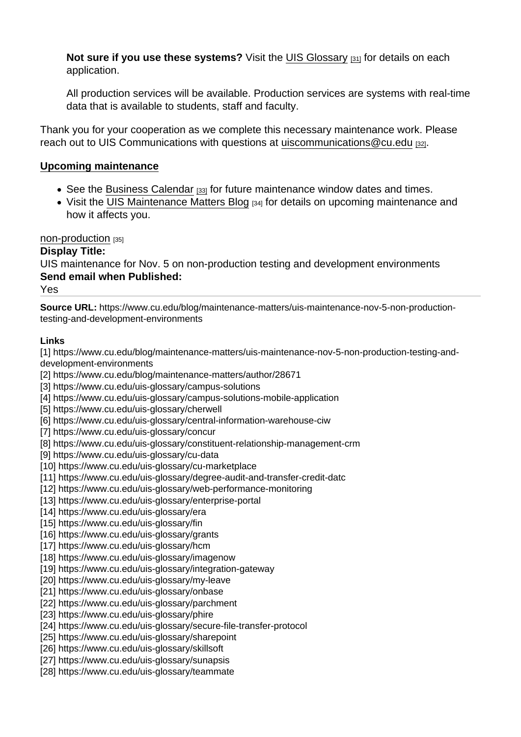**Not sure if you use these systems?** Visit the UIS Glossary [31] for details on each application.

All production services will be available. Production services are systems with real-time data that is available to students, staff and faculty.

Thank you for your cooperation as we complete this necessary maintenance work. Please reach out to UIS Communications with questions at uiscommunications@cu.edu [32].

**Upcoming maintenance**

- See the Business Calendar [33] for future maintenance window dates and times.
- Visit the UIS Maintenance Matters Blog [34] for details on upcoming maintenance and how it affects you.

non-production [35]

**Display Title:**
UIS maintenance for Nov. 5 on non-production testing and development environments

**Send email when Published:**
Yes

**Source URL:** https://www.cu.edu/blog/maintenance-matters/uis-maintenance-nov-5-non-production-testing-and-development-environments

**Links**

[1] https://www.cu.edu/blog/maintenance-matters/uis-maintenance-nov-5-non-production-testing-and-development-environments
[2] https://www.cu.edu/blog/maintenance-matters/author/28671
[3] https://www.cu.edu/uis-glossary/campus-solutions
[4] https://www.cu.edu/uis-glossary/campus-solutions-mobile-application
[5] https://www.cu.edu/uis-glossary/cherwell
[6] https://www.cu.edu/uis-glossary/central-information-warehouse-ciw
[7] https://www.cu.edu/uis-glossary/concur
[8] https://www.cu.edu/uis-glossary/constituent-relationship-management-crm
[9] https://www.cu.edu/uis-glossary/cu-data
[10] https://www.cu.edu/uis-glossary/cu-marketplace
[11] https://www.cu.edu/uis-glossary/degree-audit-and-transfer-credit-datc
[12] https://www.cu.edu/uis-glossary/web-performance-monitoring
[13] https://www.cu.edu/uis-glossary/enterprise-portal
[14] https://www.cu.edu/uis-glossary/era
[15] https://www.cu.edu/uis-glossary/fin
[16] https://www.cu.edu/uis-glossary/grants
[17] https://www.cu.edu/uis-glossary/hcm
[18] https://www.cu.edu/uis-glossary/imagenow
[19] https://www.cu.edu/uis-glossary/integration-gateway
[20] https://www.cu.edu/uis-glossary/my-leave
[21] https://www.cu.edu/uis-glossary/onbase
[22] https://www.cu.edu/uis-glossary/parchment
[23] https://www.cu.edu/uis-glossary/phire
[24] https://www.cu.edu/uis-glossary/secure-file-transfer-protocol
[25] https://www.cu.edu/uis-glossary/sharepoint
[26] https://www.cu.edu/uis-glossary/skillsoft
[27] https://www.cu.edu/uis-glossary/sunapsis
[28] https://www.cu.edu/uis-glossary/teammate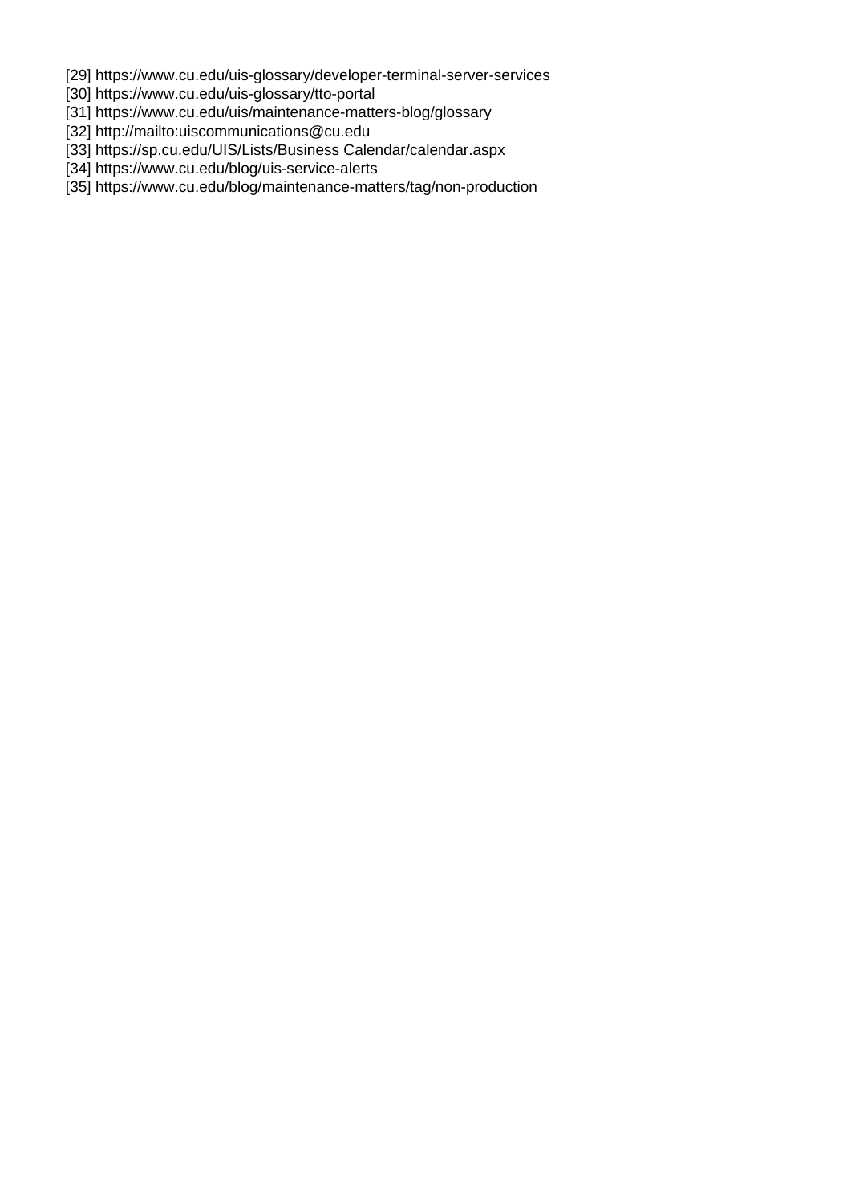[29] https://www.cu.edu/uis-glossary/developer-terminal-server-services
[30] https://www.cu.edu/uis-glossary/tto-portal
[31] https://www.cu.edu/uis/maintenance-matters-blog/glossary
[32] http://mailto:uiscommunications@cu.edu
[33] https://sp.cu.edu/UIS/Lists/Business Calendar/calendar.aspx
[34] https://www.cu.edu/blog/uis-service-alerts
[35] https://www.cu.edu/blog/maintenance-matters/tag/non-production